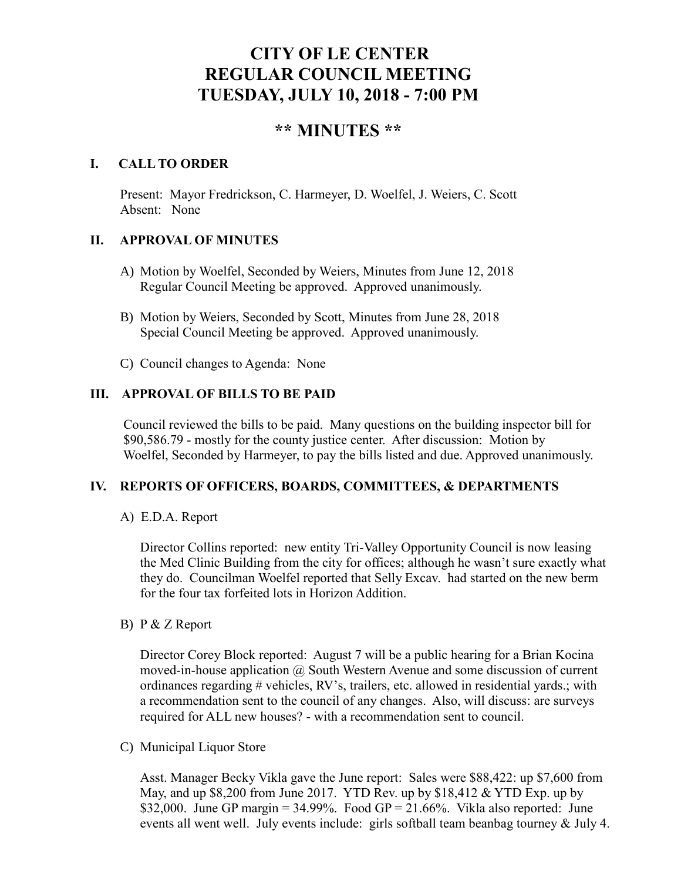# CITY OF LE CENTER
# REGULAR COUNCIL MEETING
# TUESDAY, JULY 10, 2018 - 7:00 PM

## ** MINUTES **

### I. CALL TO ORDER

Present: Mayor Fredrickson, C. Harmeyer, D. Woelfel, J. Weiers, C. Scott
Absent: None

### II. APPROVAL OF MINUTES

A) Motion by Woelfel, Seconded by Weiers, Minutes from June 12, 2018 Regular Council Meeting be approved. Approved unanimously.

B) Motion by Weiers, Seconded by Scott, Minutes from June 28, 2018 Special Council Meeting be approved. Approved unanimously.

C) Council changes to Agenda: None

### III. APPROVAL OF BILLS TO BE PAID

Council reviewed the bills to be paid. Many questions on the building inspector bill for $90,586.79 - mostly for the county justice center. After discussion: Motion by Woelfel, Seconded by Harmeyer, to pay the bills listed and due. Approved unanimously.

### IV. REPORTS OF OFFICERS, BOARDS, COMMITTEES, & DEPARTMENTS

A) E.D.A. Report

Director Collins reported: new entity Tri-Valley Opportunity Council is now leasing the Med Clinic Building from the city for offices; although he wasn't sure exactly what they do. Councilman Woelfel reported that Selly Excav. had started on the new berm for the four tax forfeited lots in Horizon Addition.

B) P & Z Report

Director Corey Block reported: August 7 will be a public hearing for a Brian Kocina moved-in-house application @ South Western Avenue and some discussion of current ordinances regarding # vehicles, RV's, trailers, etc. allowed in residential yards.; with a recommendation sent to the council of any changes. Also, will discuss: are surveys required for ALL new houses? - with a recommendation sent to council.

C) Municipal Liquor Store

Asst. Manager Becky Vikla gave the June report: Sales were $88,422: up $7,600 from May, and up $8,200 from June 2017. YTD Rev. up by $18,412 & YTD Exp. up by $32,000. June GP margin = 34.99%. Food GP = 21.66%. Vikla also reported: June events all went well. July events include: girls softball team beanbag tourney & July 4.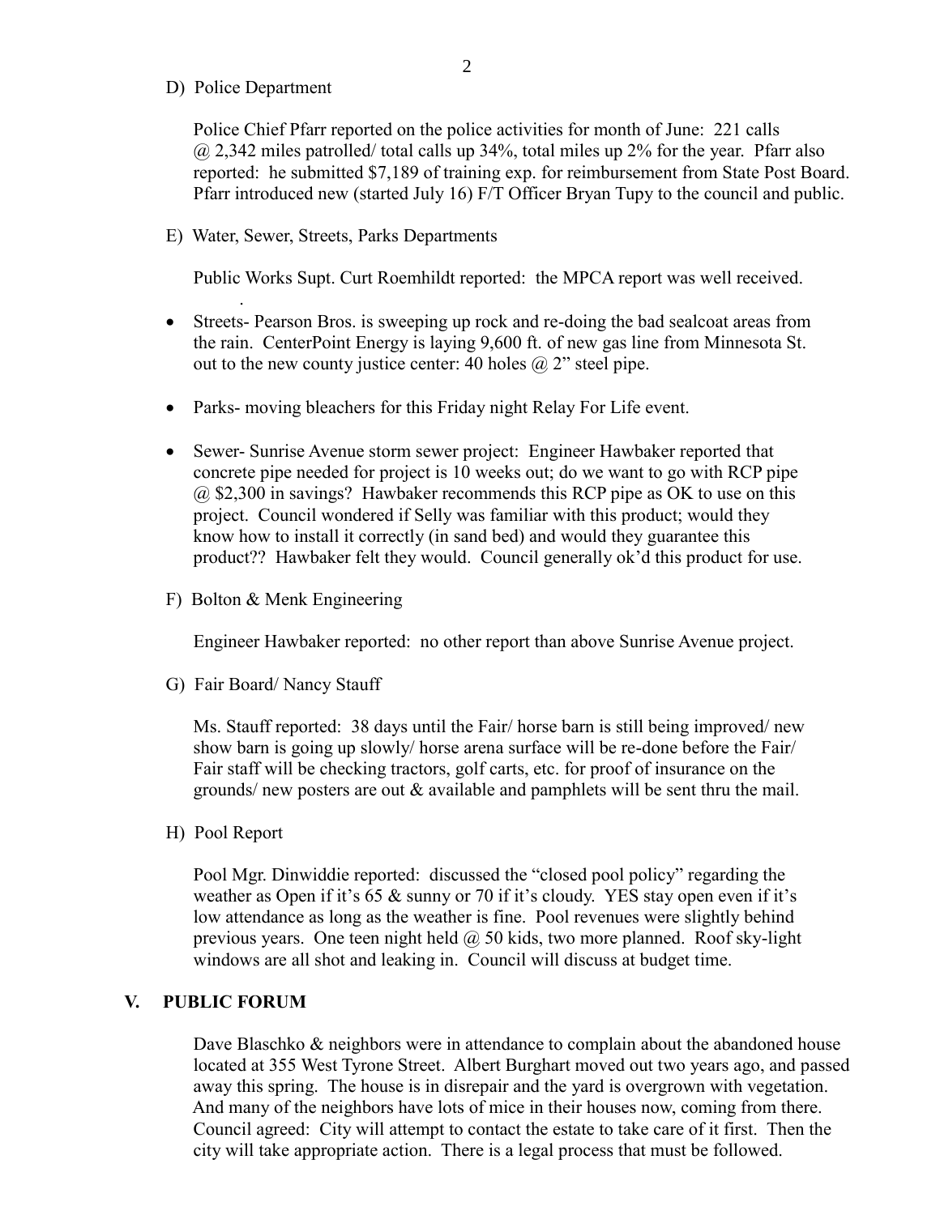D) Police Department

Police Chief Pfarr reported on the police activities for month of June: 221 calls @ 2,342 miles patrolled/ total calls up 34%, total miles up 2% for the year. Pfarr also reported: he submitted $7,189 of training exp. for reimbursement from State Post Board. Pfarr introduced new (started July 16) F/T Officer Bryan Tupy to the council and public.

E) Water, Sewer, Streets, Parks Departments

Public Works Supt. Curt Roemhildt reported: the MPCA report was well received.

- Streets- Pearson Bros. is sweeping up rock and re-doing the bad sealcoat areas from the rain. CenterPoint Energy is laying 9,600 ft. of new gas line from Minnesota St. out to the new county justice center: 40 holes @ 2" steel pipe.
- Parks- moving bleachers for this Friday night Relay For Life event.
- Sewer- Sunrise Avenue storm sewer project: Engineer Hawbaker reported that concrete pipe needed for project is 10 weeks out; do we want to go with RCP pipe @ $2,300 in savings? Hawbaker recommends this RCP pipe as OK to use on this project. Council wondered if Selly was familiar with this product; would they know how to install it correctly (in sand bed) and would they guarantee this product?? Hawbaker felt they would. Council generally ok'd this product for use.

F) Bolton & Menk Engineering

Engineer Hawbaker reported: no other report than above Sunrise Avenue project.

G) Fair Board/ Nancy Stauff

Ms. Stauff reported: 38 days until the Fair/ horse barn is still being improved/ new show barn is going up slowly/ horse arena surface will be re-done before the Fair/ Fair staff will be checking tractors, golf carts, etc. for proof of insurance on the grounds/ new posters are out & available and pamphlets will be sent thru the mail.

H) Pool Report

Pool Mgr. Dinwiddie reported: discussed the "closed pool policy" regarding the weather as Open if it's 65 & sunny or 70 if it's cloudy. YES stay open even if it's low attendance as long as the weather is fine. Pool revenues were slightly behind previous years. One teen night held @ 50 kids, two more planned. Roof sky-light windows are all shot and leaking in. Council will discuss at budget time.

## V. PUBLIC FORUM

Dave Blaschko & neighbors were in attendance to complain about the abandoned house located at 355 West Tyrone Street. Albert Burghart moved out two years ago, and passed away this spring. The house is in disrepair and the yard is overgrown with vegetation. And many of the neighbors have lots of mice in their houses now, coming from there. Council agreed: City will attempt to contact the estate to take care of it first. Then the city will take appropriate action. There is a legal process that must be followed.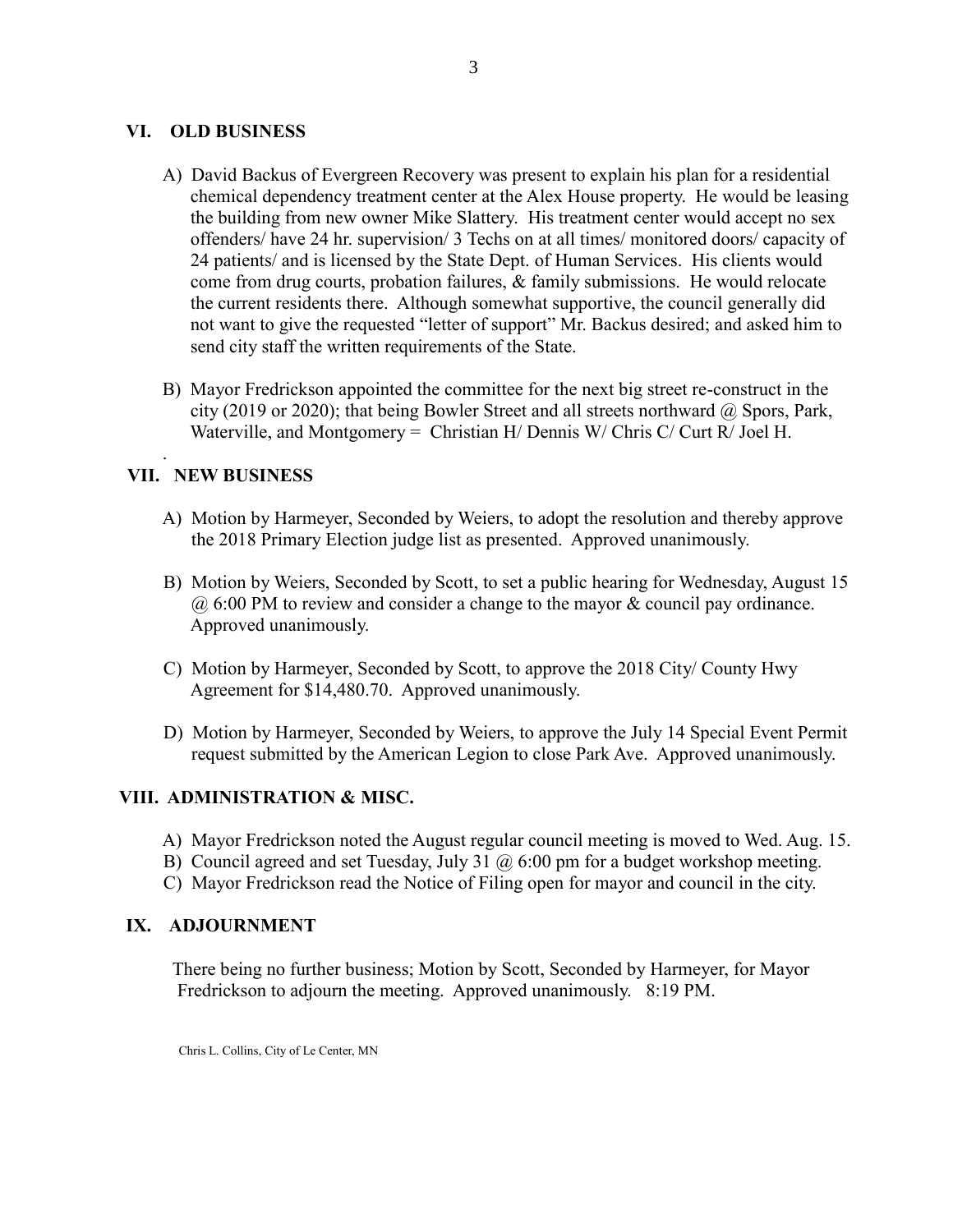## VI. OLD BUSINESS

A) David Backus of Evergreen Recovery was present to explain his plan for a residential chemical dependency treatment center at the Alex House property. He would be leasing the building from new owner Mike Slattery. His treatment center would accept no sex offenders/ have 24 hr. supervision/ 3 Techs on at all times/ monitored doors/ capacity of 24 patients/ and is licensed by the State Dept. of Human Services. His clients would come from drug courts, probation failures, & family submissions. He would relocate the current residents there. Although somewhat supportive, the council generally did not want to give the requested "letter of support" Mr. Backus desired; and asked him to send city staff the written requirements of the State.

B) Mayor Fredrickson appointed the committee for the next big street re-construct in the city (2019 or 2020); that being Bowler Street and all streets northward @ Spors, Park, Waterville, and Montgomery = Christian H/ Dennis W/ Chris C/ Curt R/ Joel H.

## VII. NEW BUSINESS

A) Motion by Harmeyer, Seconded by Weiers, to adopt the resolution and thereby approve the 2018 Primary Election judge list as presented. Approved unanimously.

B) Motion by Weiers, Seconded by Scott, to set a public hearing for Wednesday, August 15 @ 6:00 PM to review and consider a change to the mayor & council pay ordinance. Approved unanimously.

C) Motion by Harmeyer, Seconded by Scott, to approve the 2018 City/ County Hwy Agreement for $14,480.70. Approved unanimously.

D) Motion by Harmeyer, Seconded by Weiers, to approve the July 14 Special Event Permit request submitted by the American Legion to close Park Ave. Approved unanimously.

## VIII. ADMINISTRATION & MISC.

A) Mayor Fredrickson noted the August regular council meeting is moved to Wed. Aug. 15.
B) Council agreed and set Tuesday, July 31 @ 6:00 pm for a budget workshop meeting.
C) Mayor Fredrickson read the Notice of Filing open for mayor and council in the city.

## IX. ADJOURNMENT

There being no further business; Motion by Scott, Seconded by Harmeyer, for Mayor Fredrickson to adjourn the meeting. Approved unanimously. 8:19 PM.

Chris L. Collins, City of Le Center, MN